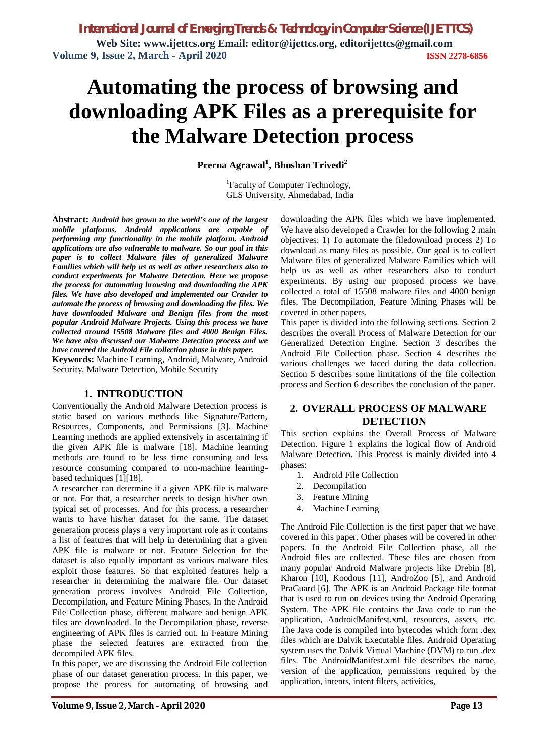# Automating the process of browsing and downloading APK Files as a prerequisite for the Malware Detection process

**Prerna Agrawal[1], Bhushan Trivedi[2]**

[1]Faculty of Computer Technology,
GLS University, Ahmedabad, India

**Abstract:** ***Android has grown to the world's one of the largest mobile platforms. Android applications are capable of performing any functionality in the mobile platform. Android applications are also vulnerable to malware. So our goal in this paper is to collect Malware files of generalized Malware Families which will help us as well as other researchers also to conduct experiments for Malware Detection. Here we propose the process for automating browsing and downloading the APK files. We have also developed and implemented our Crawler to automate the process of browsing and downloading the files. We have downloaded Malware and Benign files from the most popular Android Malware Projects. Using this process we have collected around 15508 Malware files and 4000 Benign Files. We have also discussed our Malware Detection process and we have covered the Android File collection phase in this paper.***

**Keywords:** Machine Learning, Android, Malware, Android Security, Malware Detection, Mobile Security

## 1. INTRODUCTION

Conventionally the Android Malware Detection process is static based on various methods like Signature/Pattern, Resources, Components, and Permissions [3]. Machine Learning methods are applied extensively in ascertaining if the given APK file is malware [18]. Machine learning methods are found to be less time consuming and less resource consuming compared to non-machine learning-based techniques [1][18].

A researcher can determine if a given APK file is malware or not. For that, a researcher needs to design his/her own typical set of processes. And for this process, a researcher wants to have his/her dataset for the same. The dataset generation process plays a very important role as it contains a list of features that will help in determining that a given APK file is malware or not. Feature Selection for the dataset is also equally important as various malware files exploit those features. So that exploited features help a researcher in determining the malware file. Our dataset generation process involves Android File Collection, Decompilation, and Feature Mining Phases. In the Android File Collection phase, different malware and benign APK files are downloaded. In the Decompilation phase, reverse engineering of APK files is carried out. In Feature Mining phase the selected features are extracted from the decompiled APK files.

In this paper, we are discussing the Android File collection phase of our dataset generation process. In this paper, we propose the process for automating of browsing and downloading the APK files which we have implemented. We have also developed a Crawler for the following 2 main objectives: 1) To automate the filedownload process 2) To download as many files as possible. Our goal is to collect Malware files of generalized Malware Families which will help us as well as other researchers also to conduct experiments. By using our proposed process we have collected a total of 15508 malware files and 4000 benign files. The Decompilation, Feature Mining Phases will be covered in other papers.

This paper is divided into the following sections. Section 2 describes the overall Process of Malware Detection for our Generalized Detection Engine. Section 3 describes the Android File Collection phase. Section 4 describes the various challenges we faced during the data collection. Section 5 describes some limitations of the file collection process and Section 6 describes the conclusion of the paper.

## 2. OVERALL PROCESS OF MALWARE DETECTION

This section explains the Overall Process of Malware Detection. Figure 1 explains the logical flow of Android Malware Detection. This Process is mainly divided into 4 phases:

1. Android File Collection
2. Decompilation
3. Feature Mining
4. Machine Learning

The Android File Collection is the first paper that we have covered in this paper. Other phases will be covered in other papers. In the Android File Collection phase, all the Android files are collected. These files are chosen from many popular Android Malware projects like Drebin [8], Kharon [10], Koodous [11], AndroZoo [5], and Android PraGuard [6]. The APK is an Android Package file format that is used to run on devices using the Android Operating System. The APK file contains the Java code to run the application, AndroidManifest.xml, resources, assets, etc. The Java code is compiled into bytecodes which form .dex files which are Dalvik Executable files. Android Operating system uses the Dalvik Virtual Machine (DVM) to run .dex files. The AndroidManifest.xml file describes the name, version of the application, permissions required by the application, intents, intent filters, activities,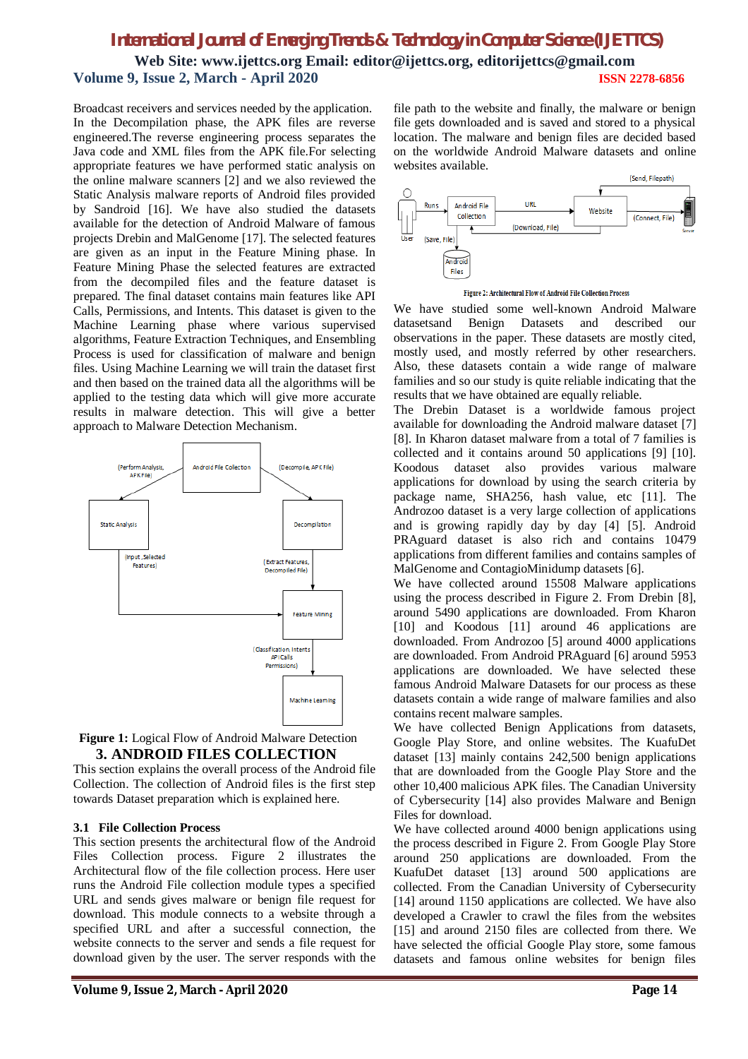Broadcast receivers and services needed by the application. In the Decompilation phase, the APK files are reverse engineered.The reverse engineering process separates the Java code and XML files from the APK file.For selecting appropriate features we have performed static analysis on the online malware scanners [2] and we also reviewed the Static Analysis malware reports of Android files provided by Sandroid [16]. We have also studied the datasets available for the detection of Android Malware of famous projects Drebin and MalGenome [17]. The selected features are given as an input in the Feature Mining phase. In Feature Mining Phase the selected features are extracted from the decompiled files and the feature dataset is prepared. The final dataset contains main features like API Calls, Permissions, and Intents. This dataset is given to the Machine Learning phase where various supervised algorithms, Feature Extraction Techniques, and Ensembling Process is used for classification of malware and benign files. Using Machine Learning we will train the dataset first and then based on the trained data all the algorithms will be applied to the testing data which will give more accurate results in malware detection. This will give a better approach to Malware Detection Mechanism.

**Figure 1:** Logical Flow of Android Malware Detection

## 3. ANDROID FILES COLLECTION

This section explains the overall process of the Android file Collection. The collection of Android files is the first step towards Dataset preparation which is explained here.

### 3.1 File Collection Process

This section presents the architectural flow of the Android Files Collection process. Figure 2 illustrates the Architectural flow of the file collection process. Here user runs the Android File collection module types a specified URL and sends gives malware or benign file request for download. This module connects to a website through a specified URL and after a successful connection, the website connects to the server and sends a file request for download given by the user. The server responds with the file path to the website and finally, the malware or benign file gets downloaded and is saved and stored to a physical location. The malware and benign files are decided based on the worldwide Android Malware datasets and online websites available.

**Figure 2:** Architectural Flow of Android File Collection Process

We have studied some well-known Android Malware datasetsand Benign Datasets and described our observations in the paper. These datasets are mostly cited, mostly used, and mostly referred by other researchers. Also, these datasets contain a wide range of malware families and so our study is quite reliable indicating that the results that we have obtained are equally reliable.

The Drebin Dataset is a worldwide famous project available for downloading the Android malware dataset [7] [8]. In Kharon dataset malware from a total of 7 families is collected and it contains around 50 applications [9] [10]. Koodous dataset also provides various malware applications for download by using the search criteria by package name, SHA256, hash value, etc [11]. The Androzoo dataset is a very large collection of applications and is growing rapidly day by day [4] [5]. Android PRAguard dataset is also rich and contains 10479 applications from different families and contains samples of MalGenome and ContagioMinidump datasets [6].

We have collected around 15508 Malware applications using the process described in Figure 2. From Drebin [8], around 5490 applications are downloaded. From Kharon [10] and Koodous [11] around 46 applications are downloaded. From Androzoo [5] around 4000 applications are downloaded. From Android PRAguard [6] around 5953 applications are downloaded. We have selected these famous Android Malware Datasets for our process as these datasets contain a wide range of malware families and also contains recent malware samples.

We have collected Benign Applications from datasets, Google Play Store, and online websites. The KuafuDet dataset [13] mainly contains 242,500 benign applications that are downloaded from the Google Play Store and the other 10,400 malicious APK files. The Canadian University of Cybersecurity [14] also provides Malware and Benign Files for download.

We have collected around 4000 benign applications using the process described in Figure 2. From Google Play Store around 250 applications are downloaded. From the KuafuDet dataset [13] around 500 applications are collected. From the Canadian University of Cybersecurity [14] around 1150 applications are collected. We have also developed a Crawler to crawl the files from the websites [15] and around 2150 files are collected from there. We have selected the official Google Play store, some famous datasets and famous online websites for benign files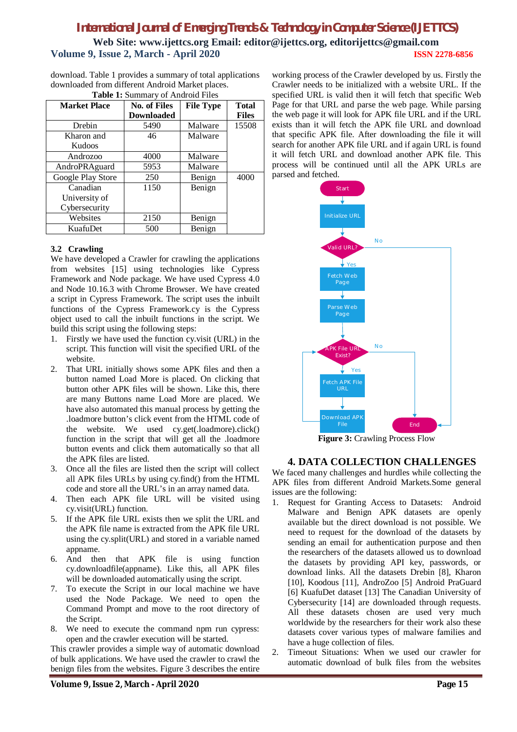download. Table 1 provides a summary of total applications downloaded from different Android Market places.

**Table 1:** Summary of Android Files

| Market Place | No. of Files Downloaded | File Type | Total Files |
|---|---|---|---|
| Drebin | 5490 | Malware | 15508 |
| Kharon and Kudoos | 46 | Malware | |
| Androzoo | 4000 | Malware | |
| AndroPRAguard | 5953 | Malware | |
| Google Play Store | 250 | Benign | 4000 |
| Canadian University of Cybersecurity | 1150 | Benign | |
| Websites | 2150 | Benign | |
| KuafuDet | 500 | Benign | |

### 3.2 Crawling

We have developed a Crawler for crawling the applications from websites [15] using technologies like Cypress Framework and Node package. We have used Cypress 4.0 and Node 10.16.3 with Chrome Browser. We have created a script in Cypress Framework. The script uses the inbuilt functions of the Cypress Framework.cy is the Cypress object used to call the inbuilt functions in the script. We build this script using the following steps:

1. Firstly we have used the function cy.visit (URL) in the script. This function will visit the specified URL of the website.
2. That URL initially shows some APK files and then a button named Load More is placed. On clicking that button other APK files will be shown. Like this, there are many Buttons name Load More are placed. We have also automated this manual process by getting the .loadmore button's click event from the HTML code of the website. We used cy.get(.loadmore).click() function in the script that will get all the .loadmore button events and click them automatically so that all the APK files are listed.
3. Once all the files are listed then the script will collect all APK files URLs by using cy.find() from the HTML code and store all the URL's in an array named data.
4. Then each APK file URL will be visited using cy.visit(URL) function.
5. If the APK file URL exists then we split the URL and the APK file name is extracted from the APK file URL using the cy.split(URL) and stored in a variable named appname.
6. And then that APK file is using function cy.downloadfile(appname). Like this, all APK files will be downloaded automatically using the script.
7. To execute the Script in our local machine we have used the Node Package. We need to open the Command Prompt and move to the root directory of the Script.
8. We need to execute the command npm run cypress: open and the crawler execution will be started.

This crawler provides a simple way of automatic download of bulk applications. We have used the crawler to crawl the benign files from the websites. Figure 3 describes the entire working process of the Crawler developed by us. Firstly the Crawler needs to be initialized with a website URL. If the specified URL is valid then it will fetch that specific Web Page for that URL and parse the web page. While parsing the web page it will look for APK file URL and if the URL exists then it will fetch the APK file URL and download that specific APK file. After downloading the file it will search for another APK file URL and if again URL is found it will fetch URL and download another APK file. This process will be continued until all the APK URLs are parsed and fetched.

**Figure 3:** Crawling Process Flow

## 4. DATA COLLECTION CHALLENGES

We faced many challenges and hurdles while collecting the APK files from different Android Markets.Some general issues are the following:

1. Request for Granting Access to Datasets: Android Malware and Benign APK datasets are openly available but the direct download is not possible. We need to request for the download of the datasets by sending an email for authentication purpose and then the researchers of the datasets allowed us to download the datasets by providing API key, passwords, or download links. All the datasets Drebin [8], Kharon [10], Koodous [11], AndroZoo [5] Android PraGuard [6] KuafuDet dataset [13] The Canadian University of Cybersecurity [14] are downloaded through requests. All these datasets chosen are used very much worldwide by the researchers for their work also these datasets cover various types of malware families and have a huge collection of files.
2. Timeout Situations: When we used our crawler for automatic download of bulk files from the websites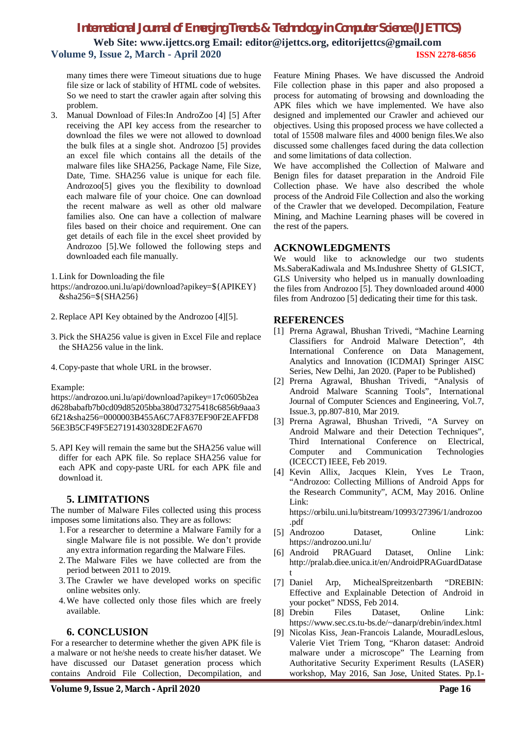many times there were Timeout situations due to huge file size or lack of stability of HTML code of websites. So we need to start the crawler again after solving this problem.

3. Manual Download of Files:In AndroZoo [4] [5] After receiving the API key access from the researcher to download the files we were not allowed to download the bulk files at a single shot. Androzoo [5] provides an excel file which contains all the details of the malware files like SHA256, Package Name, File Size, Date, Time. SHA256 value is unique for each file. Androzoo[5] gives you the flexibility to download each malware file of your choice. One can download the recent malware as well as other old malware families also. One can have a collection of malware files based on their choice and requirement. One can get details of each file in the excel sheet provided by Androzoo [5].We followed the following steps and downloaded each file manually.

1. Link for Downloading the file
https://androzoo.uni.lu/api/download?apikey=${APIKEY}&sha256=${SHA256}

2. Replace API Key obtained by the Androzoo [4][5].

3. Pick the SHA256 value is given in Excel File and replace the SHA256 value in the link.

4. Copy-paste that whole URL in the browser.

Example:
https://androzoo.uni.lu/api/download?apikey=17c0605b2ead628babafb7b0cd09d85205bba380d73275418c6856b9aaa36f21&sha256=0000003B455A6C7AF837EF90F2EAFFD856E3B5CF49F5E27191430328DE2FA670

5. API Key will remain the same but the SHA256 value will differ for each APK file. So replace SHA256 value for each APK and copy-paste URL for each APK file and download it.

## 5. LIMITATIONS

The number of Malware Files collected using this process imposes some limitations also. They are as follows:

1. For a researcher to determine a Malware Family for a single Malware file is not possible. We don't provide any extra information regarding the Malware Files.
2. The Malware Files we have collected are from the period between 2011 to 2019.
3. The Crawler we have developed works on specific online websites only.
4. We have collected only those files which are freely available.

## 6. CONCLUSION

For a researcher to determine whether the given APK file is a malware or not he/she needs to create his/her dataset. We have discussed our Dataset generation process which contains Android File Collection, Decompilation, and Feature Mining Phases. We have discussed the Android File collection phase in this paper and also proposed a process for automating of browsing and downloading the APK files which we have implemented. We have also designed and implemented our Crawler and achieved our objectives. Using this proposed process we have collected a total of 15508 malware files and 4000 benign files.We also discussed some challenges faced during the data collection and some limitations of data collection.

We have accomplished the Collection of Malware and Benign files for dataset preparation in the Android File Collection phase. We have also described the whole process of the Android File Collection and also the working of the Crawler that we developed. Decompilation, Feature Mining, and Machine Learning phases will be covered in the rest of the papers.

## ACKNOWLEDGMENTS

We would like to acknowledge our two students Ms.SaberaKadiwala and Ms.Indushree Shetty of GLSICT, GLS University who helped us in manually downloading the files from Androzoo [5]. They downloaded around 4000 files from Androzoo [5] dedicating their time for this task.

## REFERENCES

[1] Prerna Agrawal, Bhushan Trivedi, "Machine Learning Classifiers for Android Malware Detection", 4th International Conference on Data Management, Analytics and Innovation (ICDMAI) Springer AISC Series, New Delhi, Jan 2020. (Paper to be Published)

[2] Prerna Agrawal, Bhushan Trivedi, "Analysis of Android Malware Scanning Tools", International Journal of Computer Sciences and Engineering, Vol.7, Issue.3, pp.807-810, Mar 2019.

[3] Prerna Agrawal, Bhushan Trivedi, "A Survey on Android Malware and their Detection Techniques", Third International Conference on Electrical, Computer and Communication Technologies (ICECCT) IEEE, Feb 2019.

[4] Kevin Allix, Jacques Klein, Yves Le Traon, "Androzoo: Collecting Millions of Android Apps for the Research Community", ACM, May 2016. Online Link: https://orbilu.uni.lu/bitstream/10993/27396/1/androzoo.pdf

[5] Androzoo Dataset, Online Link: https://androzoo.uni.lu/

[6] Android PRAGuard Dataset, Online Link: http://pralab.diee.unica.it/en/AndroidPRAGuardDataset

[7] Daniel Arp, MichealSpreitzenbarth "DREBIN: Effective and Explainable Detection of Android in your pocket" NDSS, Feb 2014.

[8] Drebin Files Dataset, Online Link: https://www.sec.cs.tu-bs.de/~danarp/drebin/index.html

[9] Nicolas Kiss, Jean-Francois Lalande, MouradLeslous, Valerie Viet Triem Tong, "Kharon dataset: Android malware under a microscope" The Learning from Authoritative Security Experiment Results (LASER) workshop, May 2016, San Jose, United States. Pp.1-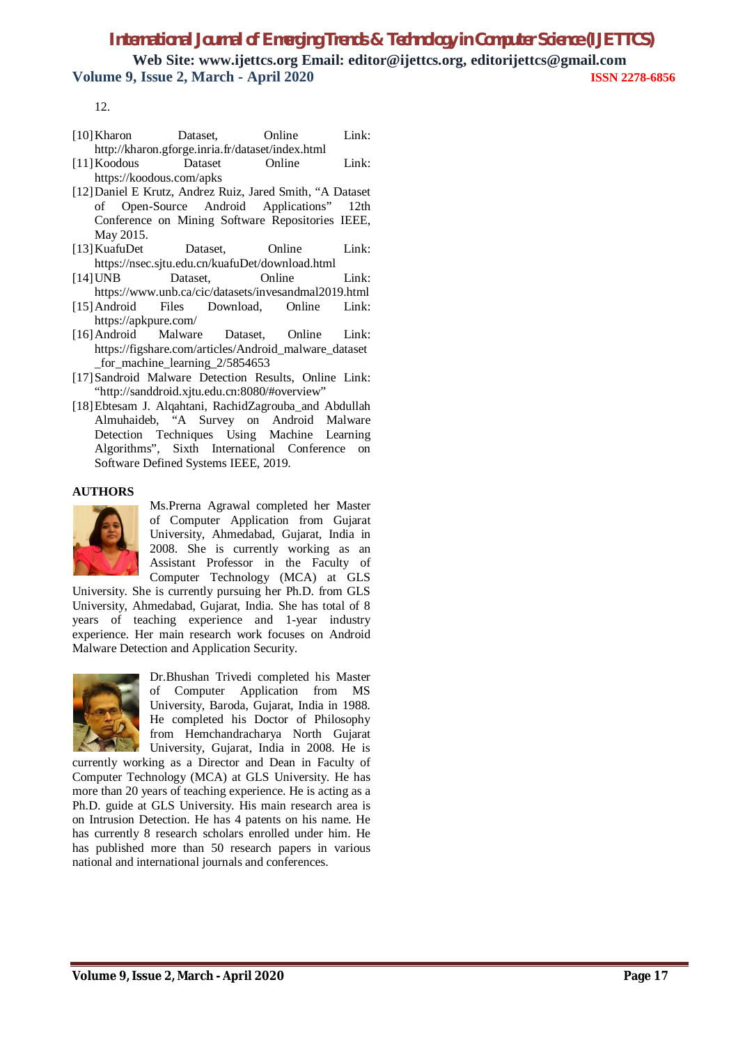12.

[10] Kharon Dataset, Online Link: http://kharon.gforge.inria.fr/dataset/index.html

[11] Koodous Dataset Online Link: https://koodous.com/apks

[12] Daniel E Krutz, Andrez Ruiz, Jared Smith, "A Dataset of Open-Source Android Applications" 12th Conference on Mining Software Repositories IEEE, May 2015.

[13] KuafuDet Dataset, Online Link: https://nsec.sjtu.edu.cn/kuafuDet/download.html

[14] UNB Dataset, Online Link: https://www.unb.ca/cic/datasets/invesandmal2019.html

[15] Android Files Download, Online Link: https://apkpure.com/

[16] Android Malware Dataset, Online Link: https://figshare.com/articles/Android_malware_dataset_for_machine_learning_2/5854653

[17] Sandroid Malware Detection Results, Online Link: "http://sanddroid.xjtu.edu.cn:8080/#overview"

[18] Ebtesam J. Alqahtani, RachidZagrouba_and Abdullah Almuhaideb, "A Survey on Android Malware Detection Techniques Using Machine Learning Algorithms", Sixth International Conference on Software Defined Systems IEEE, 2019.

**AUTHORS**

Ms.Prerna Agrawal completed her Master of Computer Application from Gujarat University, Ahmedabad, Gujarat, India in 2008. She is currently working as an Assistant Professor in the Faculty of Computer Technology (MCA) at GLS University. She is currently pursuing her Ph.D. from GLS University, Ahmedabad, Gujarat, India. She has total of 8 years of teaching experience and 1-year industry experience. Her main research work focuses on Android Malware Detection and Application Security.

Dr.Bhushan Trivedi completed his Master of Computer Application from MS University, Baroda, Gujarat, India in 1988. He completed his Doctor of Philosophy from Hemchandracharya North Gujarat University, Gujarat, India in 2008. He is currently working as a Director and Dean in Faculty of Computer Technology (MCA) at GLS University. He has more than 20 years of teaching experience. He is acting as a Ph.D. guide at GLS University. His main research area is on Intrusion Detection. He has 4 patents on his name. He has currently 8 research scholars enrolled under him. He has published more than 50 research papers in various national and international journals and conferences.